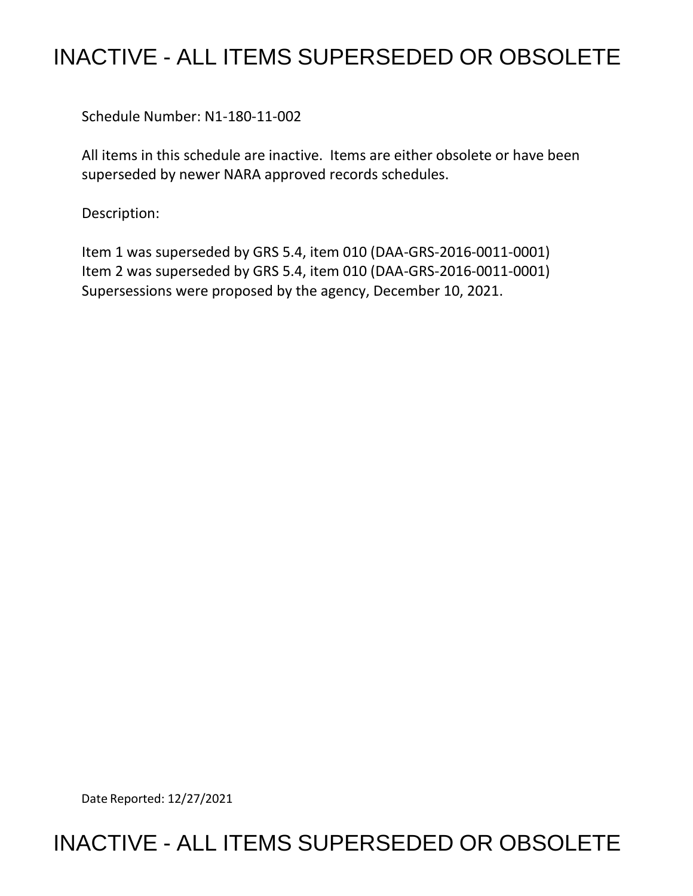# INACTIVE - ALL ITEMS SUPERSEDED OR OBSOLETE

Schedule Number: N1-180-11-002

All items in this schedule are inactive. Items are either obsolete or have been superseded by newer NARA approved records schedules.

Description:

Item 1 was superseded by GRS 5.4, item 010 (DAA-GRS-2016-0011-0001)
Item 2 was superseded by GRS 5.4, item 010 (DAA-GRS-2016-0011-0001)
Supersessions were proposed by the agency, December 10, 2021.

Date Reported: 12/27/2021

# INACTIVE - ALL ITEMS SUPERSEDED OR OBSOLETE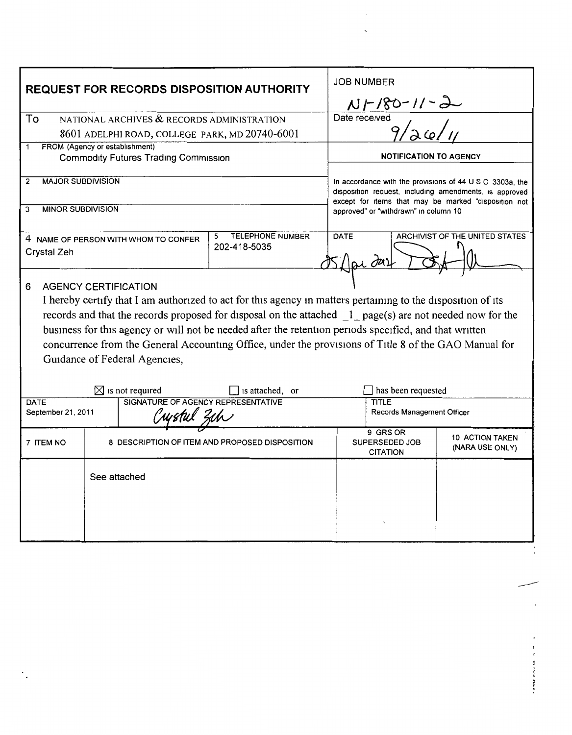## REQUEST FOR RECORDS DISPOSITION AUTHORITY

**JOB NUMBER:** N1-180-11-2

**Date received:** 9/26/11

**To:** NATIONAL ARCHIVES & RECORDS ADMINISTRATION
8601 ADELPHI ROAD, COLLEGE PARK, MD 20740-6001

**1 FROM (Agency or establishment):** Commodity Futures Trading Commission

**2 MAJOR SUBDIVISION:**

**3 MINOR SUBDIVISION:**

**4 NAME OF PERSON WITH WHOM TO CONFER:** Crystal Zeh

**5 TELEPHONE NUMBER:** 202-418-5035

### NOTIFICATION TO AGENCY

In accordance with the provisions of 44 U S C 3303a, the disposition request, including amendments, is approved except for items that may be marked "disposition not approved" or "withdrawn" in column 10

**DATE:** 25 Apr 2012

**ARCHIVIST OF THE UNITED STATES:** [signature]

### 6 AGENCY CERTIFICATION

I hereby certify that I am authorized to act for this agency in matters pertaining to the disposition of its records and that the records proposed for disposal on the attached _1_ page(s) are not needed now for the business for this agency or will not be needed after the retention periods specified, and that written concurrence from the General Accounting Office, under the provisions of Title 8 of the GAO Manual for Guidance of Federal Agencies,

☒ is not required ☐ is attached, or ☐ has been requested

| DATE | SIGNATURE OF AGENCY REPRESENTATIVE | TITLE |
|---|---|---|
| September 21, 2011 | Crystal Zeh | Records Management Officer |

| 7 ITEM NO | 8 DESCRIPTION OF ITEM AND PROPOSED DISPOSITION | 9 GRS OR SUPERSEDED JOB CITATION | 10 ACTION TAKEN (NARA USE ONLY) |
|---|---|---|---|
| | See attached | | |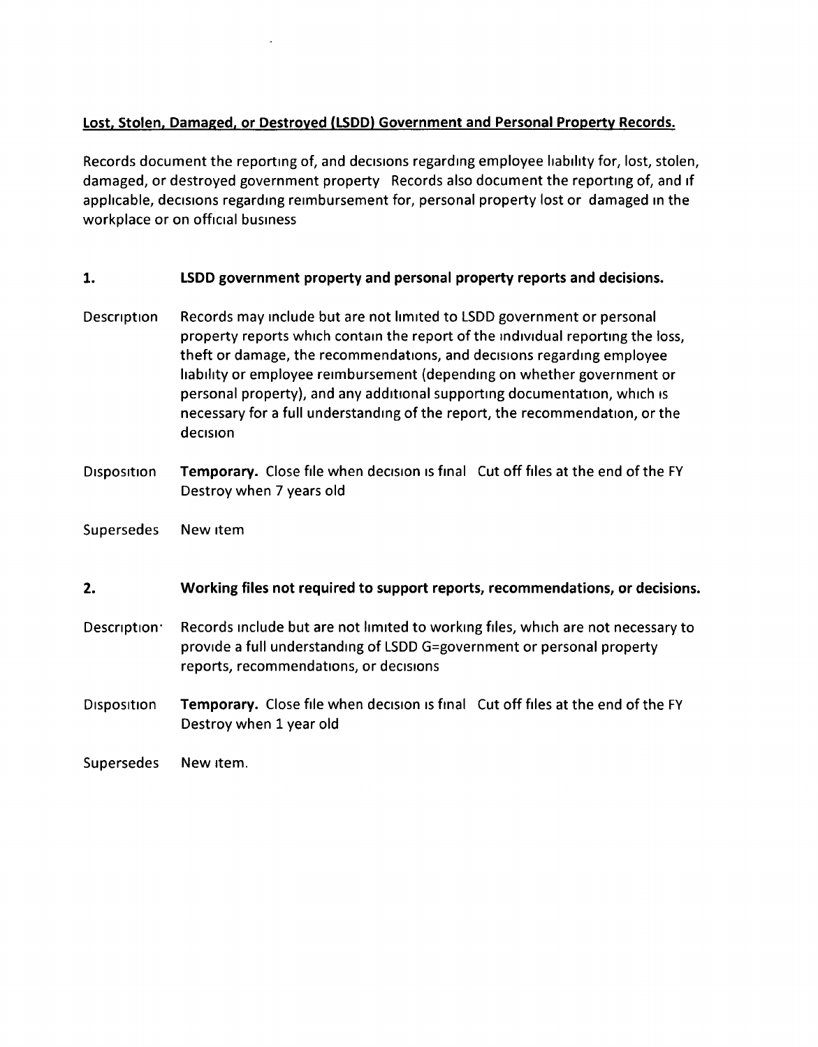**Lost, Stolen, Damaged, or Destroyed (LSDD) Government and Personal Property Records.**

Records document the reporting of, and decisions regarding employee liability for, lost, stolen, damaged, or destroyed government property Records also document the reporting of, and if applicable, decisions regarding reimbursement for, personal property lost or damaged in the workplace or on official business

**1. LSDD government property and personal property reports and decisions.**

Description Records may include but are not limited to LSDD government or personal property reports which contain the report of the individual reporting the loss, theft or damage, the recommendations, and decisions regarding employee liability or employee reimbursement (depending on whether government or personal property), and any additional supporting documentation, which is necessary for a full understanding of the report, the recommendation, or the decision

Disposition **Temporary.** Close file when decision is final Cut off files at the end of the FY Destroy when 7 years old

Supersedes New item

**2. Working files not required to support reports, recommendations, or decisions.**

Description: Records include but are not limited to working files, which are not necessary to provide a full understanding of LSDD G=government or personal property reports, recommendations, or decisions

Disposition **Temporary.** Close file when decision is final Cut off files at the end of the FY Destroy when 1 year old

Supersedes New item.